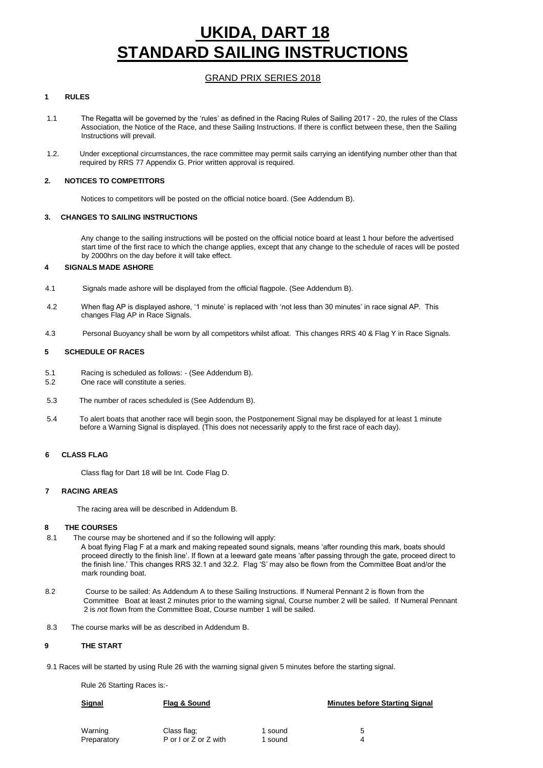# UKIDA, DART 18
# STANDARD SAILING INSTRUCTIONS

## GRAND PRIX SERIES 2018

### 1 RULES

1.1 The Regatta will be governed by the 'rules' as defined in the Racing Rules of Sailing 2017 - 20, the rules of the Class Association, the Notice of the Race, and these Sailing Instructions. If there is conflict between these, then the Sailing Instructions will prevail.

1.2. Under exceptional circumstances, the race committee may permit sails carrying an identifying number other than that required by RRS 77 Appendix G. Prior written approval is required.

### 2. NOTICES TO COMPETITORS

Notices to competitors will be posted on the official notice board. (See Addendum B).

### 3. CHANGES TO SAILING INSTRUCTIONS

Any change to the sailing instructions will be posted on the official notice board at least 1 hour before the advertised start time of the first race to which the change applies, except that any change to the schedule of races will be posted by 2000hrs on the day before it will take effect.

### 4 SIGNALS MADE ASHORE

4.1 Signals made ashore will be displayed from the official flagpole. (See Addendum B).

4.2 When flag AP is displayed ashore, '1 minute' is replaced with 'not less than 30 minutes' in race signal AP. This changes Flag AP in Race Signals.

4.3 Personal Buoyancy shall be worn by all competitors whilst afloat. This changes RRS 40 & Flag Y in Race Signals.

### 5 SCHEDULE OF RACES

5.1 Racing is scheduled as follows: - (See Addendum B).

5.2 One race will constitute a series.

5.3 The number of races scheduled is (See Addendum B).

5.4 To alert boats that another race will begin soon, the Postponement Signal may be displayed for at least 1 minute before a Warning Signal is displayed. (This does not necessarily apply to the first race of each day).

### 6 CLASS FLAG

Class flag for Dart 18 will be Int. Code Flag D.

### 7 RACING AREAS

The racing area will be described in Addendum B.

### 8 THE COURSES

8.1 The course may be shortened and if so the following will apply:
A boat flying Flag F at a mark and making repeated sound signals, means 'after rounding this mark, boats should proceed directly to the finish line'. If flown at a leeward gate means 'after passing through the gate, proceed direct to the finish line.' This changes RRS 32.1 and 32.2. Flag 'S' may also be flown from the Committee Boat and/or the mark rounding boat.

8.2 Course to be sailed: As Addendum A to these Sailing Instructions. If Numeral Pennant 2 is flown from the Committee Boat at least 2 minutes prior to the warning signal, Course number 2 will be sailed. If Numeral Pennant 2 is *not* flown from the Committee Boat, Course number 1 will be sailed.

8.3 The course marks will be as described in Addendum B.

### 9 THE START

9.1 Races will be started by using Rule 26 with the warning signal given 5 minutes before the starting signal.

Rule 26 Starting Races is:-

| Signal | Flag & Sound | | Minutes before Starting Signal |
|---|---|---|---|
| Warning | Class flag; | 1 sound | 5 |
| Preparatory | P or I or Z or Z with | 1 sound | 4 |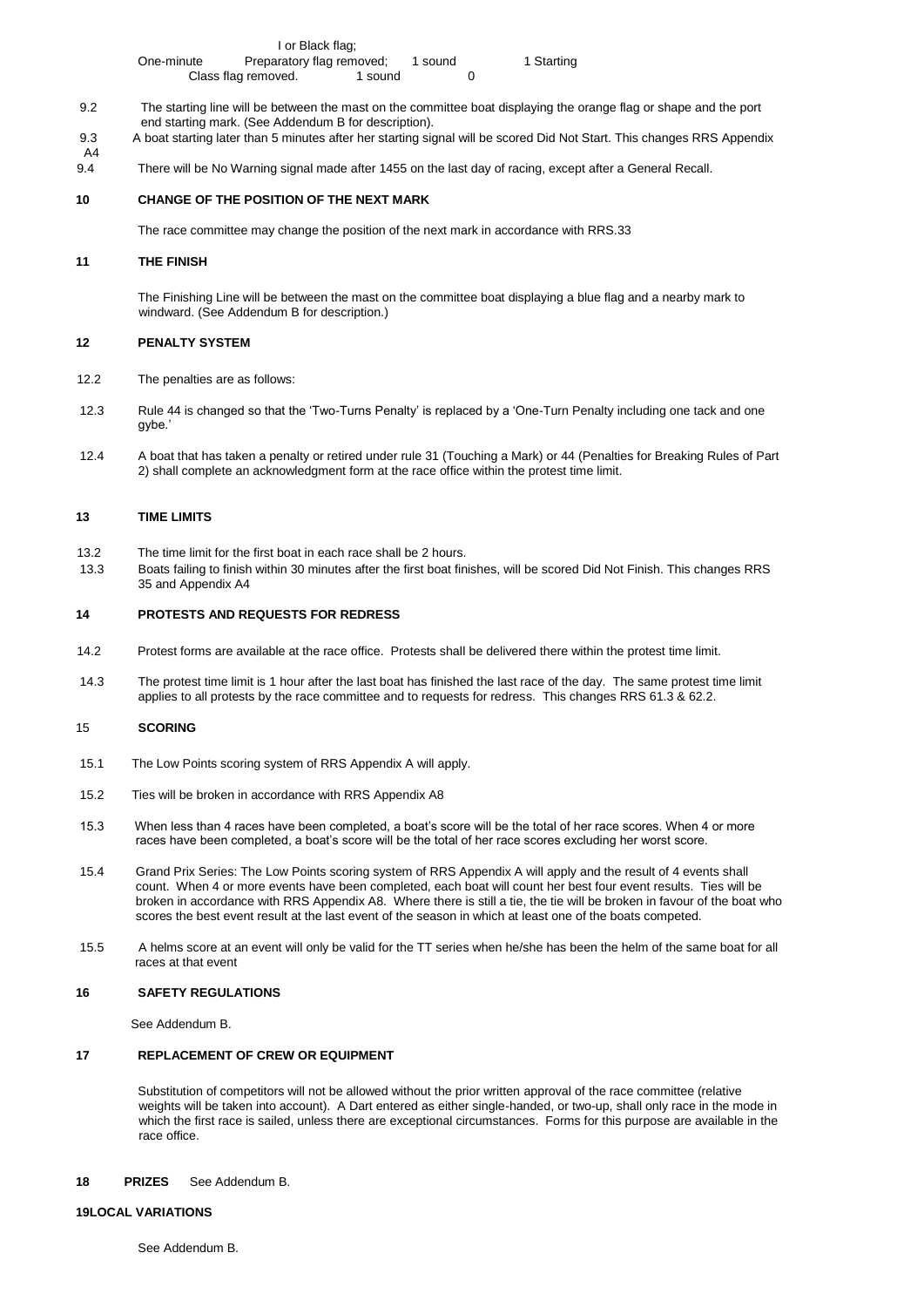| | | | |
|---|---|---|---|
| | I or Black flag; | | |
| One-minute | Preparatory flag removed; | 1 sound | 1 Starting |
| | Class flag removed. | 1 sound | 0 |

9.2 The starting line will be between the mast on the committee boat displaying the orange flag or shape and the port end starting mark. (See Addendum B for description).

9.3 A boat starting later than 5 minutes after her starting signal will be scored Did Not Start. This changes RRS Appendix A4

9.4 There will be No Warning signal made after 1455 on the last day of racing, except after a General Recall.

## 10 CHANGE OF THE POSITION OF THE NEXT MARK

The race committee may change the position of the next mark in accordance with RRS.33

## 11 THE FINISH

The Finishing Line will be between the mast on the committee boat displaying a blue flag and a nearby mark to windward. (See Addendum B for description.)

## 12 PENALTY SYSTEM

12.2 The penalties are as follows:

12.3 Rule 44 is changed so that the 'Two-Turns Penalty' is replaced by a 'One-Turn Penalty including one tack and one gybe.'

12.4 A boat that has taken a penalty or retired under rule 31 (Touching a Mark) or 44 (Penalties for Breaking Rules of Part 2) shall complete an acknowledgment form at the race office within the protest time limit.

## 13 TIME LIMITS

13.2 The time limit for the first boat in each race shall be 2 hours.

13.3 Boats failing to finish within 30 minutes after the first boat finishes, will be scored Did Not Finish. This changes RRS 35 and Appendix A4

## 14 PROTESTS AND REQUESTS FOR REDRESS

14.2 Protest forms are available at the race office. Protests shall be delivered there within the protest time limit.

14.3 The protest time limit is 1 hour after the last boat has finished the last race of the day. The same protest time limit applies to all protests by the race committee and to requests for redress. This changes RRS 61.3 & 62.2.

## 15 SCORING

15.1 The Low Points scoring system of RRS Appendix A will apply.

15.2 Ties will be broken in accordance with RRS Appendix A8

15.3 When less than 4 races have been completed, a boat's score will be the total of her race scores. When 4 or more races have been completed, a boat's score will be the total of her race scores excluding her worst score.

15.4 Grand Prix Series: The Low Points scoring system of RRS Appendix A will apply and the result of 4 events shall count. When 4 or more events have been completed, each boat will count her best four event results. Ties will be broken in accordance with RRS Appendix A8. Where there is still a tie, the tie will be broken in favour of the boat who scores the best event result at the last event of the season in which at least one of the boats competed.

15.5 A helms score at an event will only be valid for the TT series when he/she has been the helm of the same boat for all races at that event

## 16 SAFETY REGULATIONS

See Addendum B.

## 17 REPLACEMENT OF CREW OR EQUIPMENT

Substitution of competitors will not be allowed without the prior written approval of the race committee (relative weights will be taken into account). A Dart entered as either single-handed, or two-up, shall only race in the mode in which the first race is sailed, unless there are exceptional circumstances. Forms for this purpose are available in the race office.

## 18 PRIZES See Addendum B.

## 19 LOCAL VARIATIONS

See Addendum B.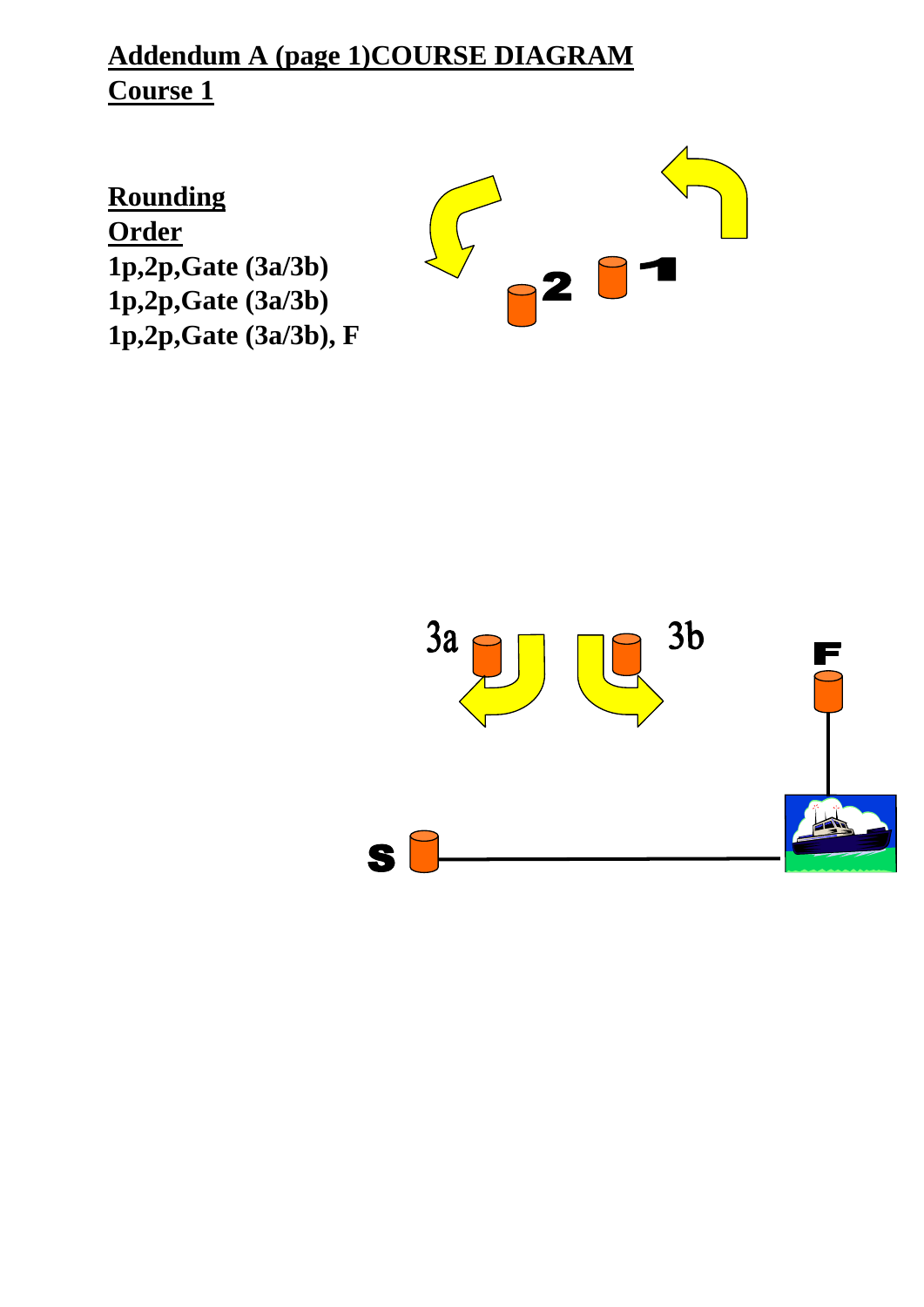## Addendum A (page 1)COURSE DIAGRAM

## Course 1

**Rounding Order**

**1p,2p,Gate (3a/3b)**
**1p,2p,Gate (3a/3b)**
**1p,2p,Gate (3a/3b), F**

2 1

3a 3b

F

S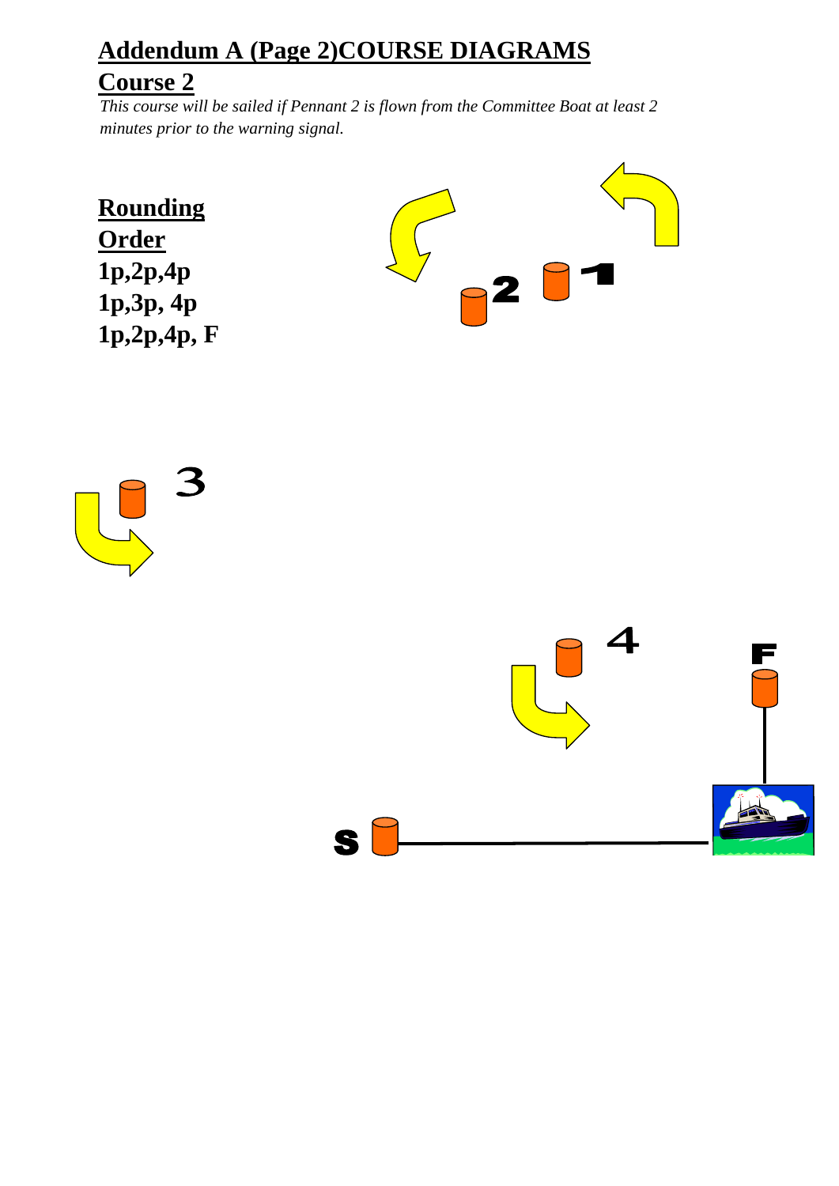# Addendum A (Page 2)COURSE DIAGRAMS

## Course 2

*This course will be sailed if Pennant 2 is flown from the Committee Boat at least 2 minutes prior to the warning signal.*

**Rounding Order**

**1p,2p,4p**
**1p,3p, 4p**
**1p,2p,4p, F**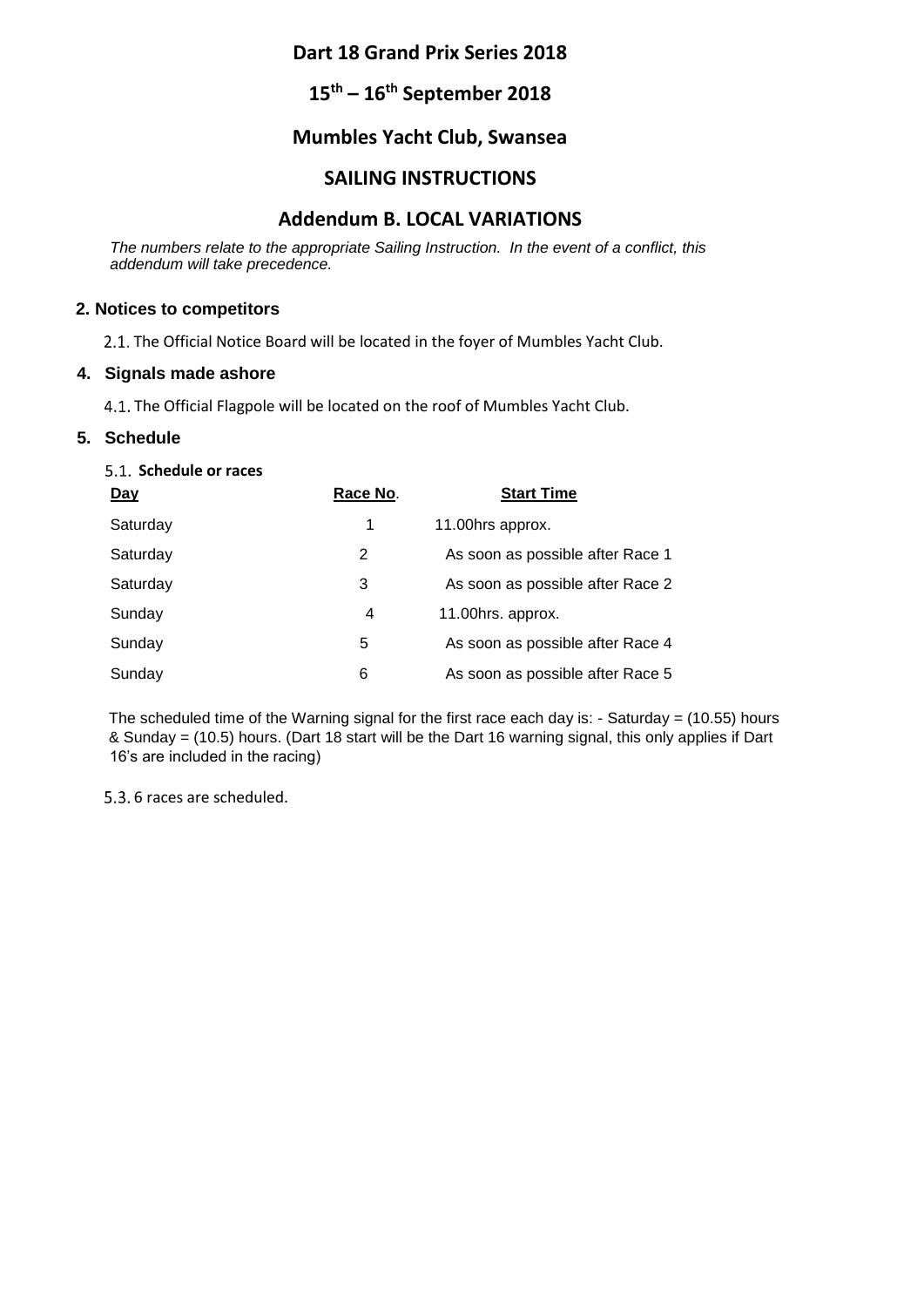# Dart 18 Grand Prix Series 2018

## 15th – 16th September 2018

## Mumbles Yacht Club, Swansea

## SAILING INSTRUCTIONS

## Addendum B. LOCAL VARIATIONS

*The numbers relate to the appropriate Sailing Instruction. In the event of a conflict, this addendum will take precedence.*

### 2. Notices to competitors

2.1. The Official Notice Board will be located in the foyer of Mumbles Yacht Club.

### 4. Signals made ashore

4.1. The Official Flagpole will be located on the roof of Mumbles Yacht Club.

### 5. Schedule

5.1. **Schedule or races**

| Day | Race No. | Start Time |
|---|---|---|
| Saturday | 1 | 11.00hrs approx. |
| Saturday | 2 | As soon as possible after Race 1 |
| Saturday | 3 | As soon as possible after Race 2 |
| Sunday | 4 | 11.00hrs. approx. |
| Sunday | 5 | As soon as possible after Race 4 |
| Sunday | 6 | As soon as possible after Race 5 |

The scheduled time of the Warning signal for the first race each day is: - Saturday = (10.55) hours & Sunday = (10.5) hours. (Dart 18 start will be the Dart 16 warning signal, this only applies if Dart 16's are included in the racing)

5.3. 6 races are scheduled.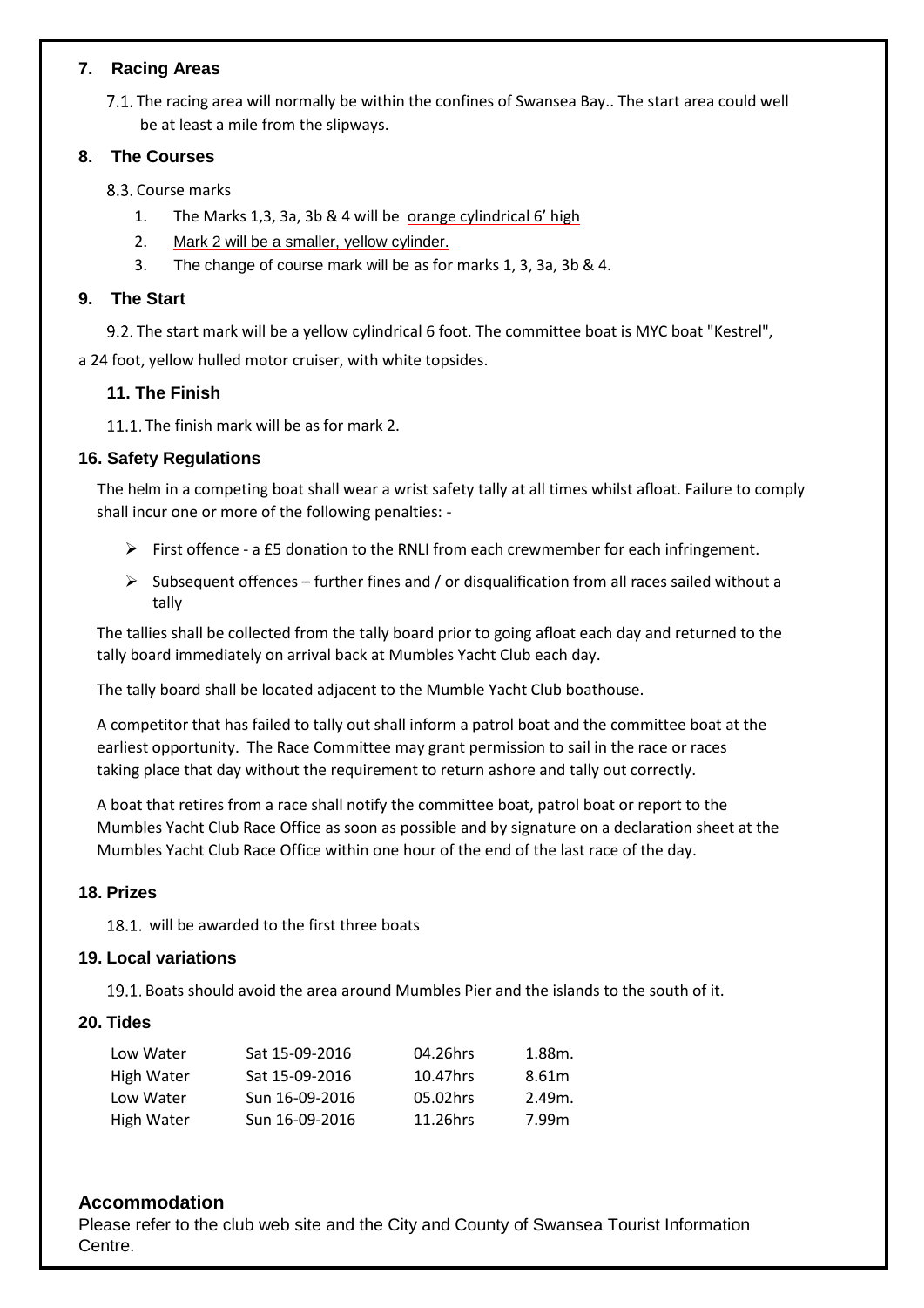## 7. Racing Areas

7.1. The racing area will normally be within the confines of Swansea Bay.. The start area could well be at least a mile from the slipways.

## 8. The Courses

8.3. Course marks

1. The Marks 1,3, 3a, 3b & 4 will be orange cylindrical 6' high
2. Mark 2 will be a smaller, yellow cylinder.
3. The change of course mark will be as for marks 1, 3, 3a, 3b & 4.

## 9. The Start

9.2. The start mark will be a yellow cylindrical 6 foot. The committee boat is MYC boat "Kestrel", a 24 foot, yellow hulled motor cruiser, with white topsides.

## 11. The Finish

11.1. The finish mark will be as for mark 2.

## 16. Safety Regulations

The helm in a competing boat shall wear a wrist safety tally at all times whilst afloat. Failure to comply shall incur one or more of the following penalties: -

- First offence - a £5 donation to the RNLI from each crewmember for each infringement.
- Subsequent offences – further fines and / or disqualification from all races sailed without a tally

The tallies shall be collected from the tally board prior to going afloat each day and returned to the tally board immediately on arrival back at Mumbles Yacht Club each day.

The tally board shall be located adjacent to the Mumble Yacht Club boathouse.

A competitor that has failed to tally out shall inform a patrol boat and the committee boat at the earliest opportunity. The Race Committee may grant permission to sail in the race or races taking place that day without the requirement to return ashore and tally out correctly.

A boat that retires from a race shall notify the committee boat, patrol boat or report to the Mumbles Yacht Club Race Office as soon as possible and by signature on a declaration sheet at the Mumbles Yacht Club Race Office within one hour of the end of the last race of the day.

## 18. Prizes

18.1. will be awarded to the first three boats

## 19. Local variations

19.1. Boats should avoid the area around Mumbles Pier and the islands to the south of it.

## 20. Tides

| | | | |
|---|---|---|---|
| Low Water | Sat 15-09-2016 | 04.26hrs | 1.88m. |
| High Water | Sat 15-09-2016 | 10.47hrs | 8.61m |
| Low Water | Sun 16-09-2016 | 05.02hrs | 2.49m. |
| High Water | Sun 16-09-2016 | 11.26hrs | 7.99m |

## Accommodation

Please refer to the club web site and the City and County of Swansea Tourist Information Centre.